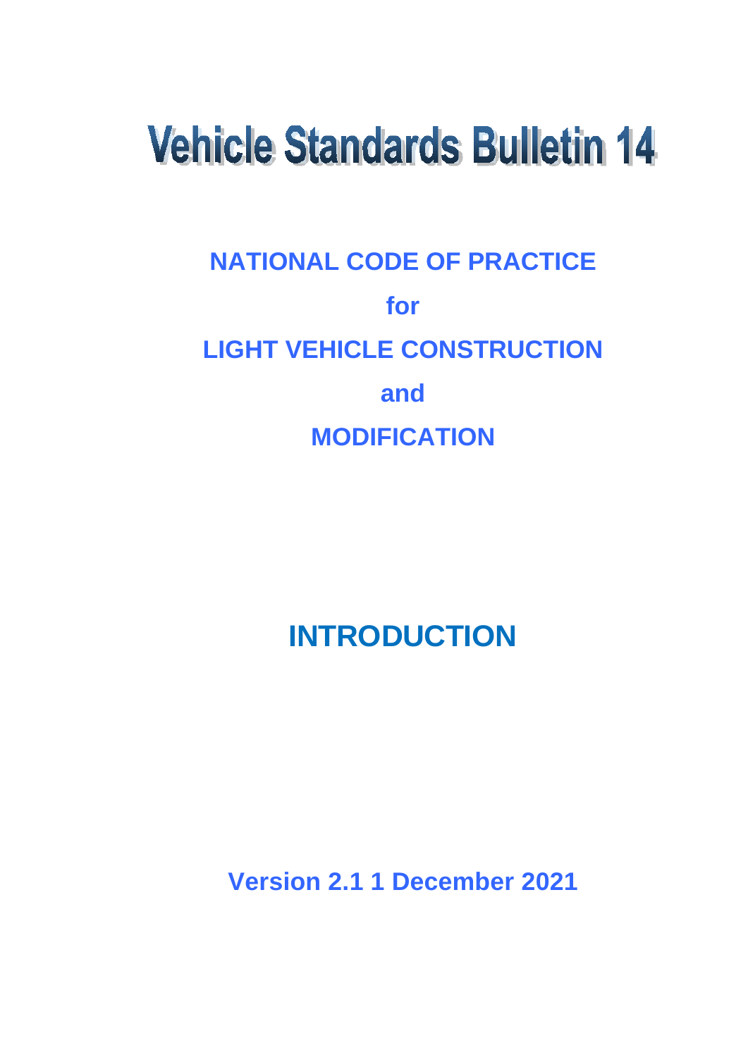# Vehicle Standards Bulletin 14

## NATIONAL CODE OF PRACTICE

## for

## LIGHT VEHICLE CONSTRUCTION

## and

## MODIFICATION

# INTRODUCTION

**Version 2.1 1 December 2021**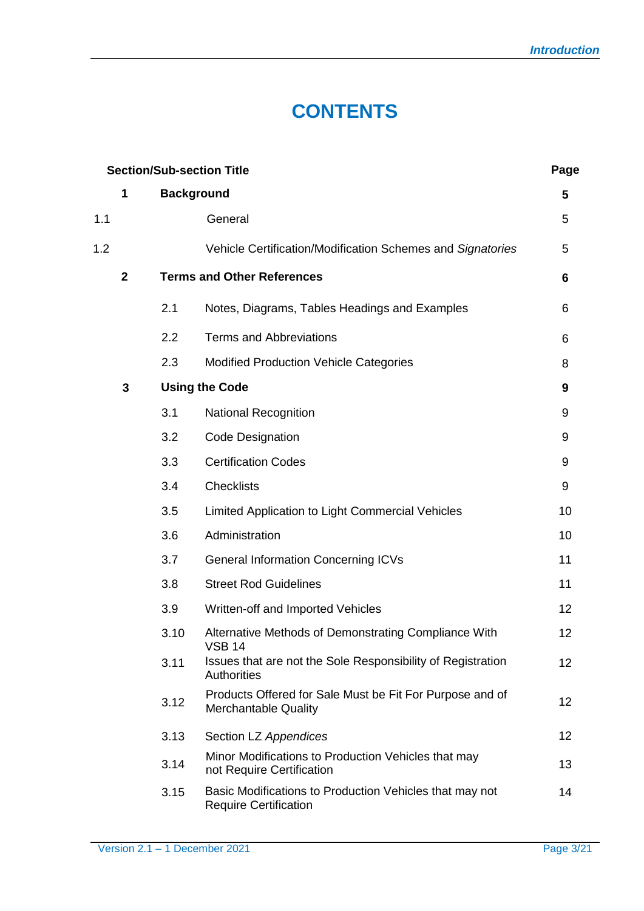# CONTENTS

| Section/Sub-section Title | | Page |
|---|---|---|
| **1** | **Background** | **5** |
| 1.1 | General | 5 |
| 1.2 | Vehicle Certification/Modification Schemes and *Signatories* | 5 |
| **2** | **Terms and Other References** | **6** |
| 2.1 | Notes, Diagrams, Tables Headings and Examples | 6 |
| 2.2 | Terms and Abbreviations | 6 |
| 2.3 | Modified Production Vehicle Categories | 8 |
| **3** | **Using the Code** | **9** |
| 3.1 | National Recognition | 9 |
| 3.2 | Code Designation | 9 |
| 3.3 | Certification Codes | 9 |
| 3.4 | Checklists | 9 |
| 3.5 | Limited Application to Light Commercial Vehicles | 10 |
| 3.6 | Administration | 10 |
| 3.7 | General Information Concerning ICVs | 11 |
| 3.8 | Street Rod Guidelines | 11 |
| 3.9 | Written-off and Imported Vehicles | 12 |
| 3.10 | Alternative Methods of Demonstrating Compliance With VSB 14 | 12 |
| 3.11 | Issues that are not the Sole Responsibility of Registration Authorities | 12 |
| 3.12 | Products Offered for Sale Must be Fit For Purpose and of Merchantable Quality | 12 |
| 3.13 | Section LZ *Appendices* | 12 |
| 3.14 | Minor Modifications to Production Vehicles that may not Require Certification | 13 |
| 3.15 | Basic Modifications to Production Vehicles that may not Require Certification | 14 |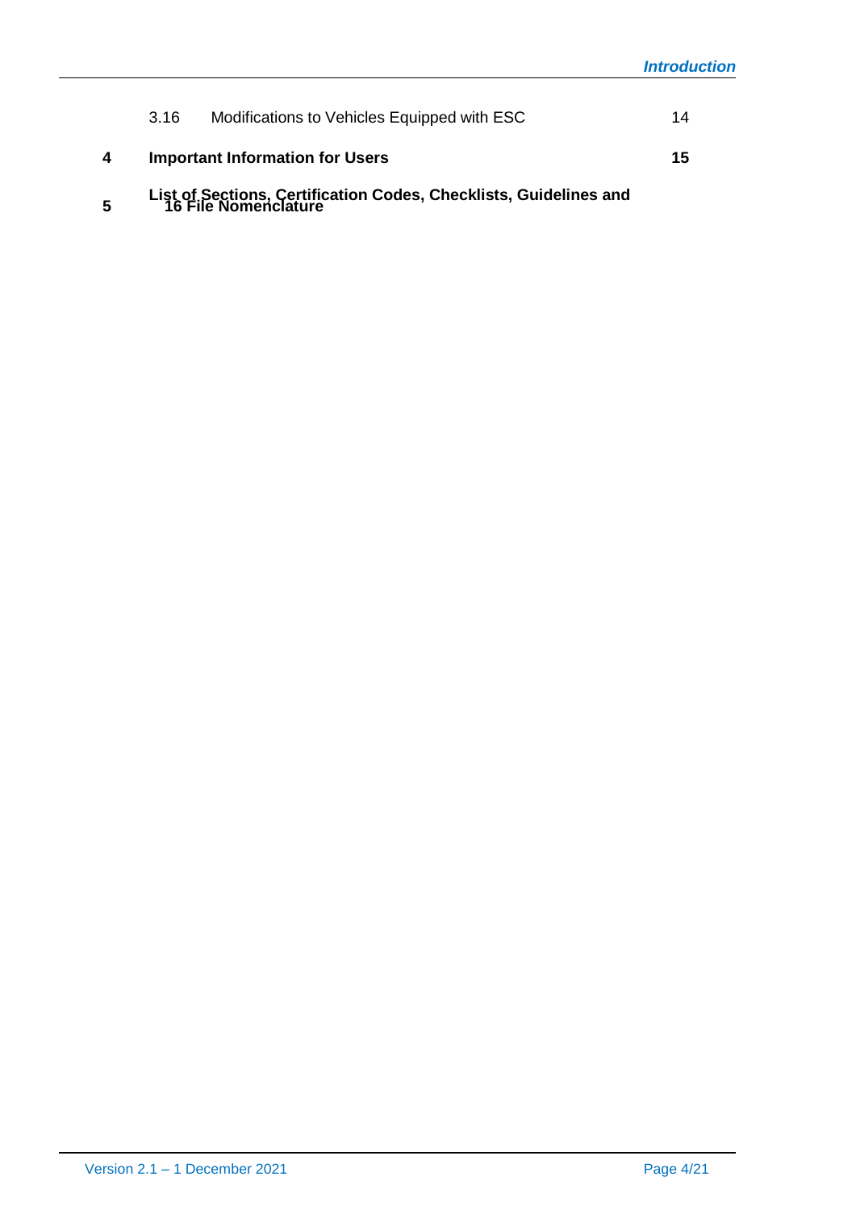| | | |
|---|---|---|
| 3.16 | Modifications to Vehicles Equipped with ESC | 14 |
| **4** | **Important Information for Users** | **15** |
| **5** | **List of Sections, Certification Codes, Checklists, Guidelines and File Nomenclature** | **16** |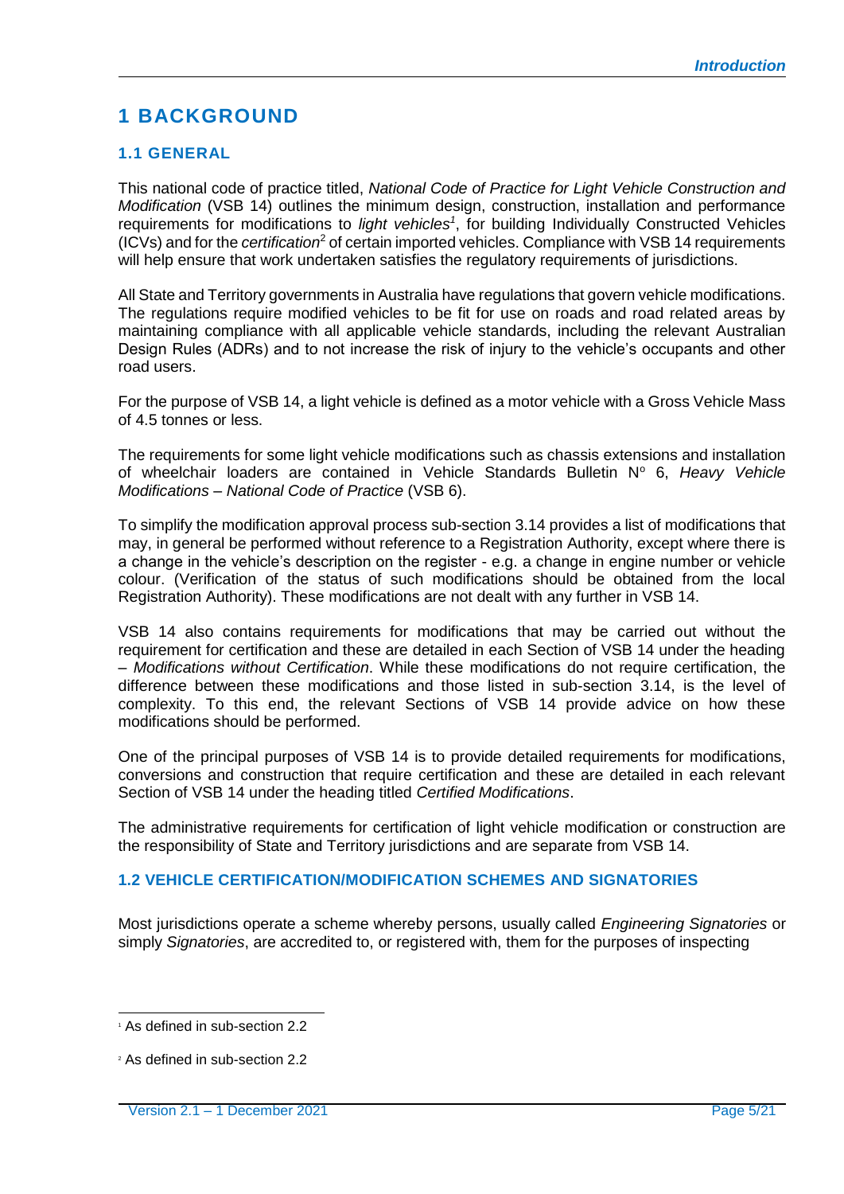# 1 BACKGROUND

## 1.1 GENERAL

This national code of practice titled, *National Code of Practice for Light Vehicle Construction and Modification* (VSB 14) outlines the minimum design, construction, installation and performance requirements for modifications to *light vehicles*[1], for building Individually Constructed Vehicles (ICVs) and for the *certification*[2] of certain imported vehicles. Compliance with VSB 14 requirements will help ensure that work undertaken satisfies the regulatory requirements of jurisdictions.

All State and Territory governments in Australia have regulations that govern vehicle modifications. The regulations require modified vehicles to be fit for use on roads and road related areas by maintaining compliance with all applicable vehicle standards, including the relevant Australian Design Rules (ADRs) and to not increase the risk of injury to the vehicle's occupants and other road users.

For the purpose of VSB 14, a light vehicle is defined as a motor vehicle with a Gross Vehicle Mass of 4.5 tonnes or less.

The requirements for some light vehicle modifications such as chassis extensions and installation of wheelchair loaders are contained in Vehicle Standards Bulletin Nº 6, *Heavy Vehicle Modifications – National Code of Practice* (VSB 6).

To simplify the modification approval process sub-section 3.14 provides a list of modifications that may, in general be performed without reference to a Registration Authority, except where there is a change in the vehicle's description on the register - e.g. a change in engine number or vehicle colour. (Verification of the status of such modifications should be obtained from the local Registration Authority). These modifications are not dealt with any further in VSB 14.

VSB 14 also contains requirements for modifications that may be carried out without the requirement for certification and these are detailed in each Section of VSB 14 under the heading – *Modifications without Certification*. While these modifications do not require certification, the difference between these modifications and those listed in sub-section 3.14, is the level of complexity. To this end, the relevant Sections of VSB 14 provide advice on how these modifications should be performed.

One of the principal purposes of VSB 14 is to provide detailed requirements for modifications, conversions and construction that require certification and these are detailed in each relevant Section of VSB 14 under the heading titled *Certified Modifications*.

The administrative requirements for certification of light vehicle modification or construction are the responsibility of State and Territory jurisdictions and are separate from VSB 14.

## 1.2 VEHICLE CERTIFICATION/MODIFICATION SCHEMES AND SIGNATORIES

Most jurisdictions operate a scheme whereby persons, usually called *Engineering Signatories* or simply *Signatories*, are accredited to, or registered with, them for the purposes of inspecting

---

[1] As defined in sub-section 2.2

[2] As defined in sub-section 2.2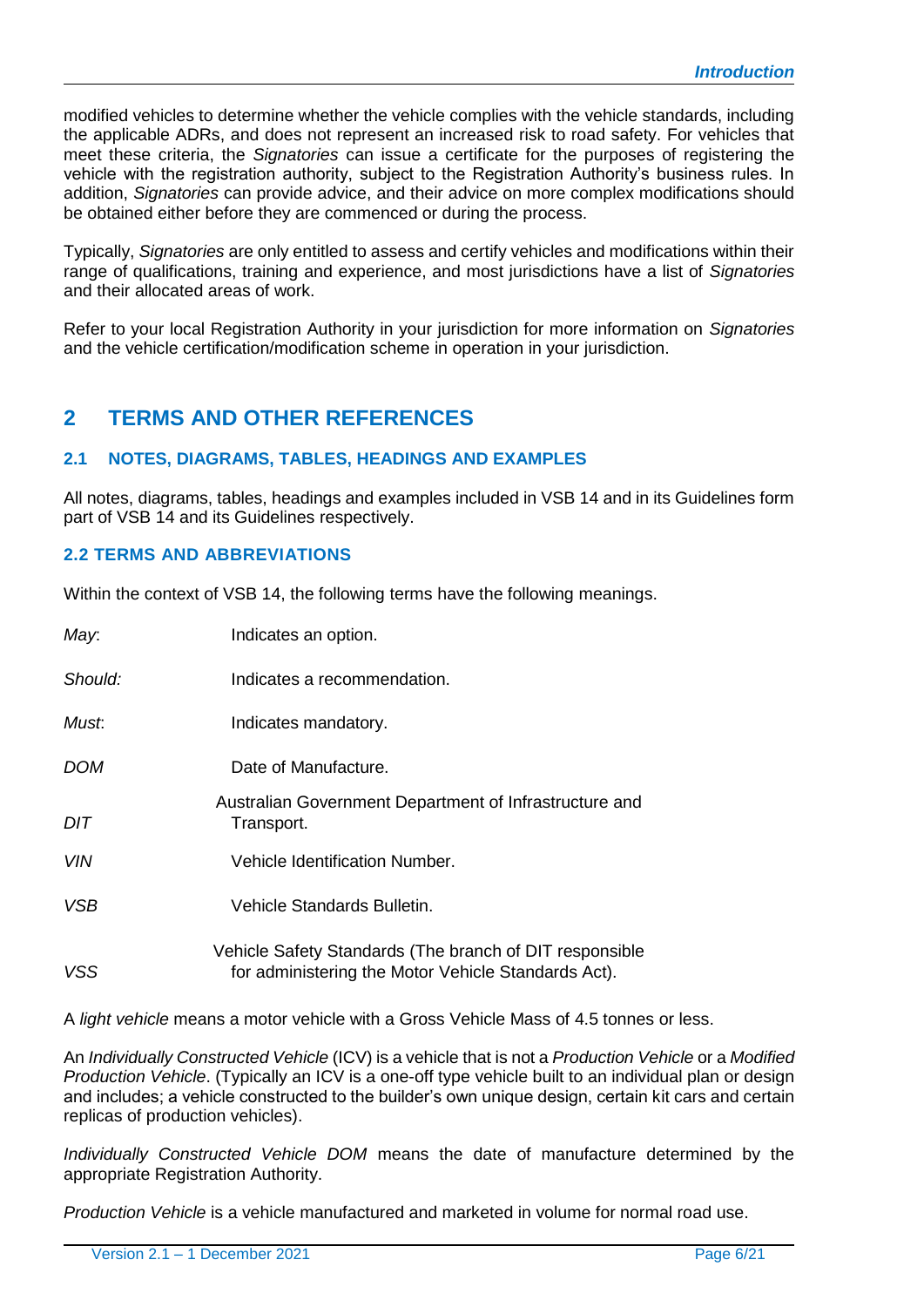modified vehicles to determine whether the vehicle complies with the vehicle standards, including the applicable ADRs, and does not represent an increased risk to road safety. For vehicles that meet these criteria, the *Signatories* can issue a certificate for the purposes of registering the vehicle with the registration authority, subject to the Registration Authority's business rules. In addition, *Signatories* can provide advice, and their advice on more complex modifications should be obtained either before they are commenced or during the process.

Typically, *Signatories* are only entitled to assess and certify vehicles and modifications within their range of qualifications, training and experience, and most jurisdictions have a list of *Signatories* and their allocated areas of work.

Refer to your local Registration Authority in your jurisdiction for more information on *Signatories* and the vehicle certification/modification scheme in operation in your jurisdiction.

# 2 TERMS AND OTHER REFERENCES

## 2.1 NOTES, DIAGRAMS, TABLES, HEADINGS AND EXAMPLES

All notes, diagrams, tables, headings and examples included in VSB 14 and in its Guidelines form part of VSB 14 and its Guidelines respectively.

## 2.2 TERMS AND ABBREVIATIONS

Within the context of VSB 14, the following terms have the following meanings.

| | |
|---|---|
| *May*: | Indicates an option. |
| *Should:* | Indicates a recommendation. |
| *Must*: | Indicates mandatory. |
| *DOM* | Date of Manufacture. |
| *DIT* | Australian Government Department of Infrastructure and Transport. |
| *VIN* | Vehicle Identification Number. |
| *VSB* | Vehicle Standards Bulletin. |
| *VSS* | Vehicle Safety Standards (The branch of DIT responsible for administering the Motor Vehicle Standards Act). |

A *light vehicle* means a motor vehicle with a Gross Vehicle Mass of 4.5 tonnes or less.

An *Individually Constructed Vehicle* (ICV) is a vehicle that is not a *Production Vehicle* or a *Modified Production Vehicle*. (Typically an ICV is a one-off type vehicle built to an individual plan or design and includes; a vehicle constructed to the builder's own unique design, certain kit cars and certain replicas of production vehicles).

*Individually Constructed Vehicle DOM* means the date of manufacture determined by the appropriate Registration Authority.

*Production Vehicle* is a vehicle manufactured and marketed in volume for normal road use.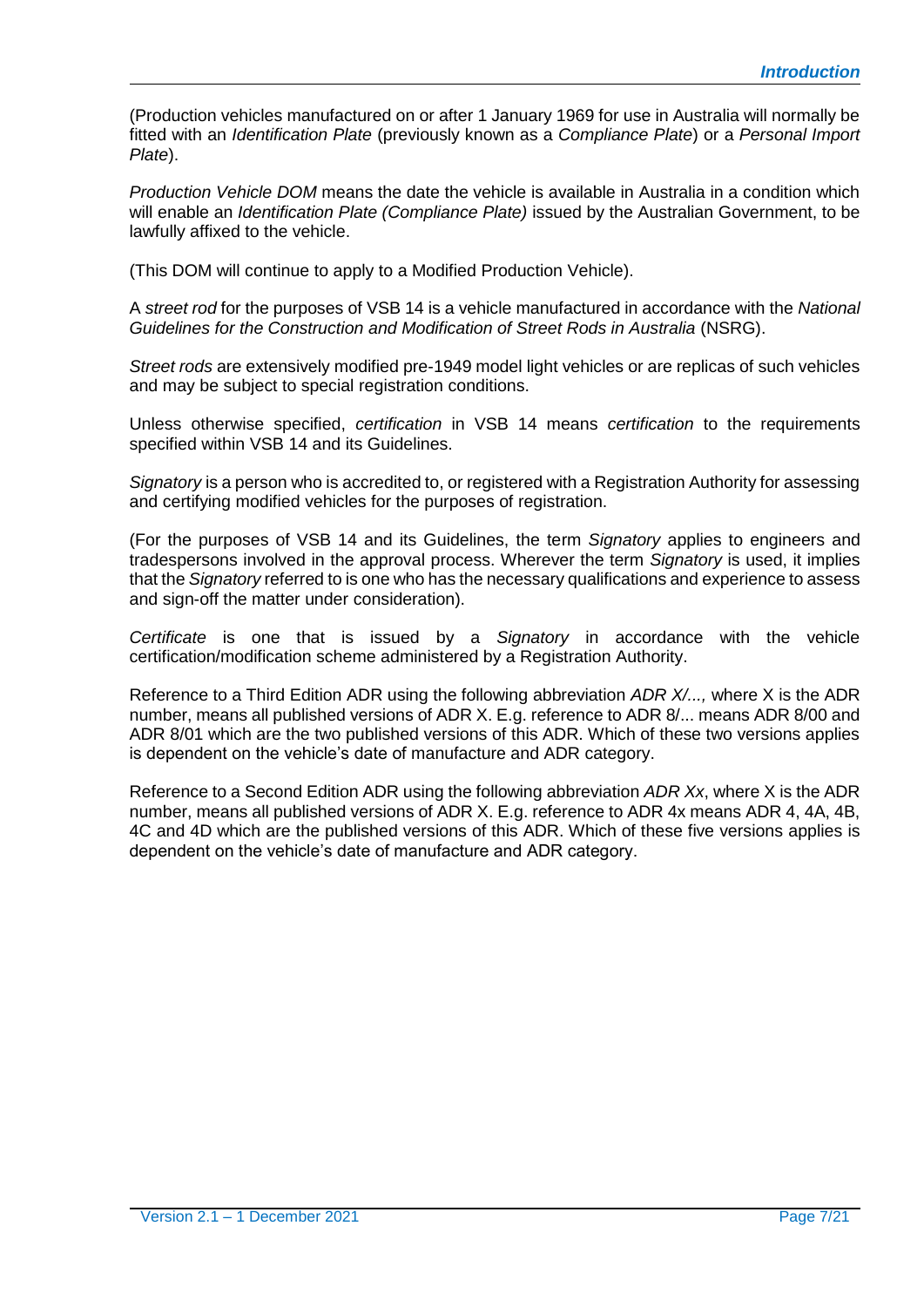(Production vehicles manufactured on or after 1 January 1969 for use in Australia will normally be fitted with an *Identification Plate* (previously known as a *Compliance Plate*) or a *Personal Import Plate*).

*Production Vehicle DOM* means the date the vehicle is available in Australia in a condition which will enable an *Identification Plate (Compliance Plate)* issued by the Australian Government, to be lawfully affixed to the vehicle.

(This DOM will continue to apply to a Modified Production Vehicle).

A *street rod* for the purposes of VSB 14 is a vehicle manufactured in accordance with the *National Guidelines for the Construction and Modification of Street Rods in Australia* (NSRG).

*Street rods* are extensively modified pre-1949 model light vehicles or are replicas of such vehicles and may be subject to special registration conditions.

Unless otherwise specified, *certification* in VSB 14 means *certification* to the requirements specified within VSB 14 and its Guidelines.

*Signatory* is a person who is accredited to, or registered with a Registration Authority for assessing and certifying modified vehicles for the purposes of registration.

(For the purposes of VSB 14 and its Guidelines, the term *Signatory* applies to engineers and tradespersons involved in the approval process. Wherever the term *Signatory* is used, it implies that the *Signatory* referred to is one who has the necessary qualifications and experience to assess and sign-off the matter under consideration).

*Certificate* is one that is issued by a *Signatory* in accordance with the vehicle certification/modification scheme administered by a Registration Authority.

Reference to a Third Edition ADR using the following abbreviation *ADR X/...,* where X is the ADR number, means all published versions of ADR X. E.g. reference to ADR 8/... means ADR 8/00 and ADR 8/01 which are the two published versions of this ADR. Which of these two versions applies is dependent on the vehicle's date of manufacture and ADR category.

Reference to a Second Edition ADR using the following abbreviation *ADR Xx*, where X is the ADR number, means all published versions of ADR X. E.g. reference to ADR 4x means ADR 4, 4A, 4B, 4C and 4D which are the published versions of this ADR. Which of these five versions applies is dependent on the vehicle's date of manufacture and ADR category.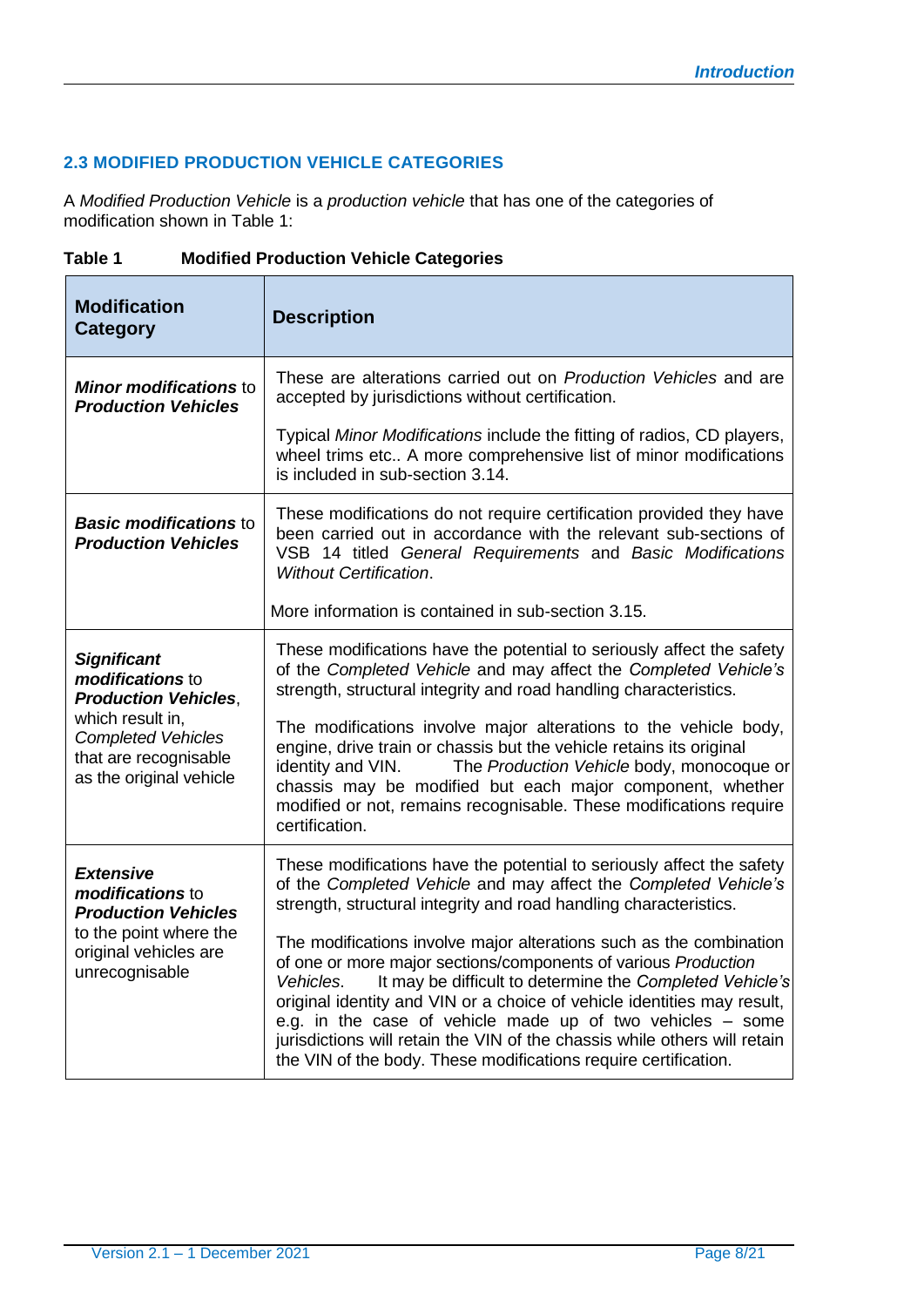## 2.3 MODIFIED PRODUCTION VEHICLE CATEGORIES

A *Modified Production Vehicle* is a *production vehicle* that has one of the categories of modification shown in Table 1:

**Table 1 Modified Production Vehicle Categories**

| Modification Category | Description |
|---|---|
| ***Minor modifications*** to ***Production Vehicles*** | These are alterations carried out on *Production Vehicles* and are accepted by jurisdictions without certification.<br><br>Typical *Minor Modifications* include the fitting of radios, CD players, wheel trims etc.. A more comprehensive list of minor modifications is included in sub-section 3.14. |
| ***Basic modifications*** to ***Production Vehicles*** | These modifications do not require certification provided they have been carried out in accordance with the relevant sub-sections of VSB 14 titled *General Requirements* and *Basic Modifications Without Certification*.<br><br>More information is contained in sub-section 3.15. |
| ***Significant modifications*** to ***Production Vehicles***, which result in, *Completed Vehicles* that are recognisable as the original vehicle | These modifications have the potential to seriously affect the safety of the *Completed Vehicle* and may affect the *Completed Vehicle's* strength, structural integrity and road handling characteristics.<br><br>The modifications involve major alterations to the vehicle body, engine, drive train or chassis but the vehicle retains its original identity and VIN. The *Production Vehicle* body, monocoque or chassis may be modified but each major component, whether modified or not, remains recognisable. These modifications require certification. |
| ***Extensive modifications*** to ***Production Vehicles*** to the point where the original vehicles are unrecognisable | These modifications have the potential to seriously affect the safety of the *Completed Vehicle* and may affect the *Completed Vehicle's* strength, structural integrity and road handling characteristics.<br><br>The modifications involve major alterations such as the combination of one or more major sections/components of various *Production Vehicles*. It may be difficult to determine the *Completed Vehicle's* original identity and VIN or a choice of vehicle identities may result, e.g. in the case of vehicle made up of two vehicles – some jurisdictions will retain the VIN of the chassis while others will retain the VIN of the body. These modifications require certification. |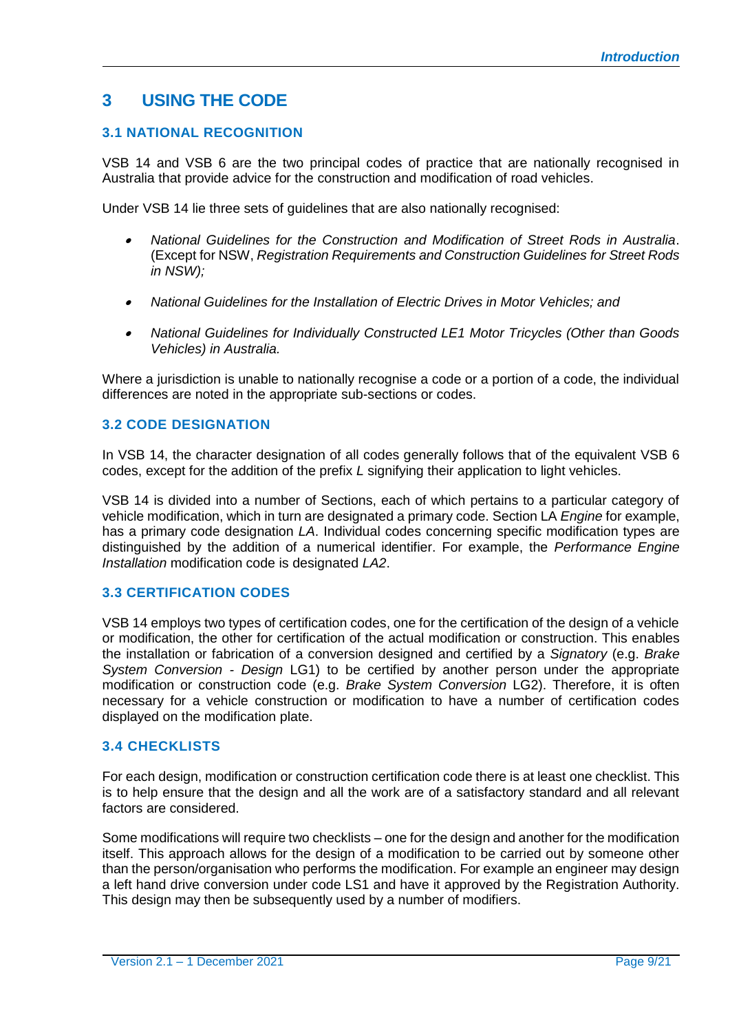# 3 USING THE CODE

## 3.1 NATIONAL RECOGNITION

VSB 14 and VSB 6 are the two principal codes of practice that are nationally recognised in Australia that provide advice for the construction and modification of road vehicles.

Under VSB 14 lie three sets of guidelines that are also nationally recognised:

- *National Guidelines for the Construction and Modification of Street Rods in Australia*. (Except for NSW, *Registration Requirements and Construction Guidelines for Street Rods in NSW);*
- *National Guidelines for the Installation of Electric Drives in Motor Vehicles; and*
- *National Guidelines for Individually Constructed LE1 Motor Tricycles (Other than Goods Vehicles) in Australia.*

Where a jurisdiction is unable to nationally recognise a code or a portion of a code, the individual differences are noted in the appropriate sub-sections or codes.

## 3.2 CODE DESIGNATION

In VSB 14, the character designation of all codes generally follows that of the equivalent VSB 6 codes, except for the addition of the prefix *L* signifying their application to light vehicles.

VSB 14 is divided into a number of Sections, each of which pertains to a particular category of vehicle modification, which in turn are designated a primary code. Section LA *Engine* for example, has a primary code designation *LA*. Individual codes concerning specific modification types are distinguished by the addition of a numerical identifier. For example, the *Performance Engine Installation* modification code is designated *LA2*.

## 3.3 CERTIFICATION CODES

VSB 14 employs two types of certification codes, one for the certification of the design of a vehicle or modification, the other for certification of the actual modification or construction. This enables the installation or fabrication of a conversion designed and certified by a *Signatory* (e.g. *Brake System Conversion - Design* LG1) to be certified by another person under the appropriate modification or construction code (e.g. *Brake System Conversion* LG2). Therefore, it is often necessary for a vehicle construction or modification to have a number of certification codes displayed on the modification plate.

## 3.4 CHECKLISTS

For each design, modification or construction certification code there is at least one checklist. This is to help ensure that the design and all the work are of a satisfactory standard and all relevant factors are considered.

Some modifications will require two checklists – one for the design and another for the modification itself. This approach allows for the design of a modification to be carried out by someone other than the person/organisation who performs the modification. For example an engineer may design a left hand drive conversion under code LS1 and have it approved by the Registration Authority. This design may then be subsequently used by a number of modifiers.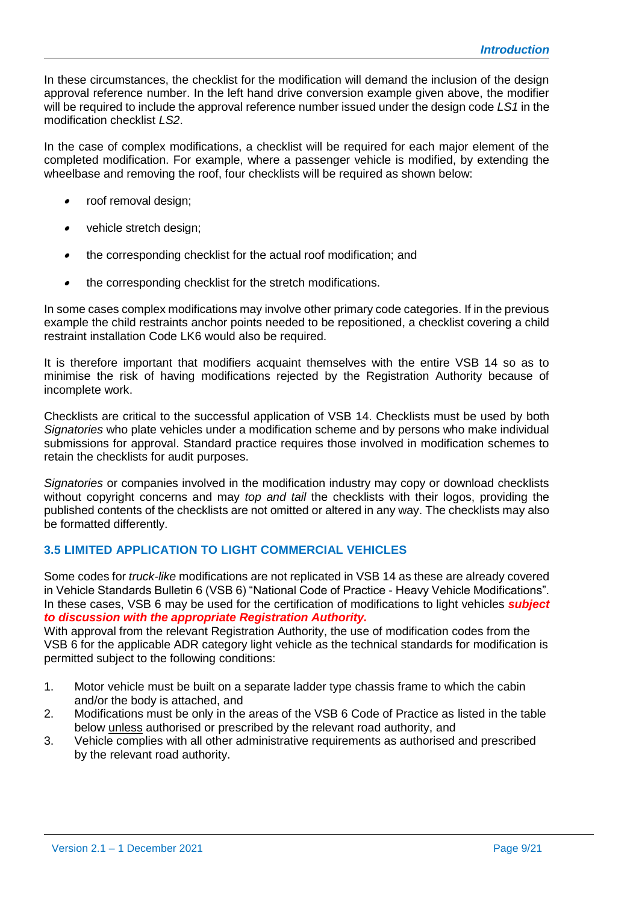In these circumstances, the checklist for the modification will demand the inclusion of the design approval reference number. In the left hand drive conversion example given above, the modifier will be required to include the approval reference number issued under the design code *LS1* in the modification checklist *LS2*.

In the case of complex modifications, a checklist will be required for each major element of the completed modification. For example, where a passenger vehicle is modified, by extending the wheelbase and removing the roof, four checklists will be required as shown below:

- roof removal design;
- vehicle stretch design;
- the corresponding checklist for the actual roof modification; and
- the corresponding checklist for the stretch modifications.

In some cases complex modifications may involve other primary code categories. If in the previous example the child restraints anchor points needed to be repositioned, a checklist covering a child restraint installation Code LK6 would also be required.

It is therefore important that modifiers acquaint themselves with the entire VSB 14 so as to minimise the risk of having modifications rejected by the Registration Authority because of incomplete work.

Checklists are critical to the successful application of VSB 14. Checklists must be used by both *Signatories* who plate vehicles under a modification scheme and by persons who make individual submissions for approval. Standard practice requires those involved in modification schemes to retain the checklists for audit purposes.

*Signatories* or companies involved in the modification industry may copy or download checklists without copyright concerns and may *top and tail* the checklists with their logos, providing the published contents of the checklists are not omitted or altered in any way. The checklists may also be formatted differently.

### 3.5 LIMITED APPLICATION TO LIGHT COMMERCIAL VEHICLES

Some codes for *truck-like* modifications are not replicated in VSB 14 as these are already covered in Vehicle Standards Bulletin 6 (VSB 6) "National Code of Practice - Heavy Vehicle Modifications". In these cases, VSB 6 may be used for the certification of modifications to light vehicles ***subject to discussion with the appropriate Registration Authority.***

With approval from the relevant Registration Authority, the use of modification codes from the VSB 6 for the applicable ADR category light vehicle as the technical standards for modification is permitted subject to the following conditions:

1. Motor vehicle must be built on a separate ladder type chassis frame to which the cabin and/or the body is attached, and
2. Modifications must be only in the areas of the VSB 6 Code of Practice as listed in the table below unless authorised or prescribed by the relevant road authority, and
3. Vehicle complies with all other administrative requirements as authorised and prescribed by the relevant road authority.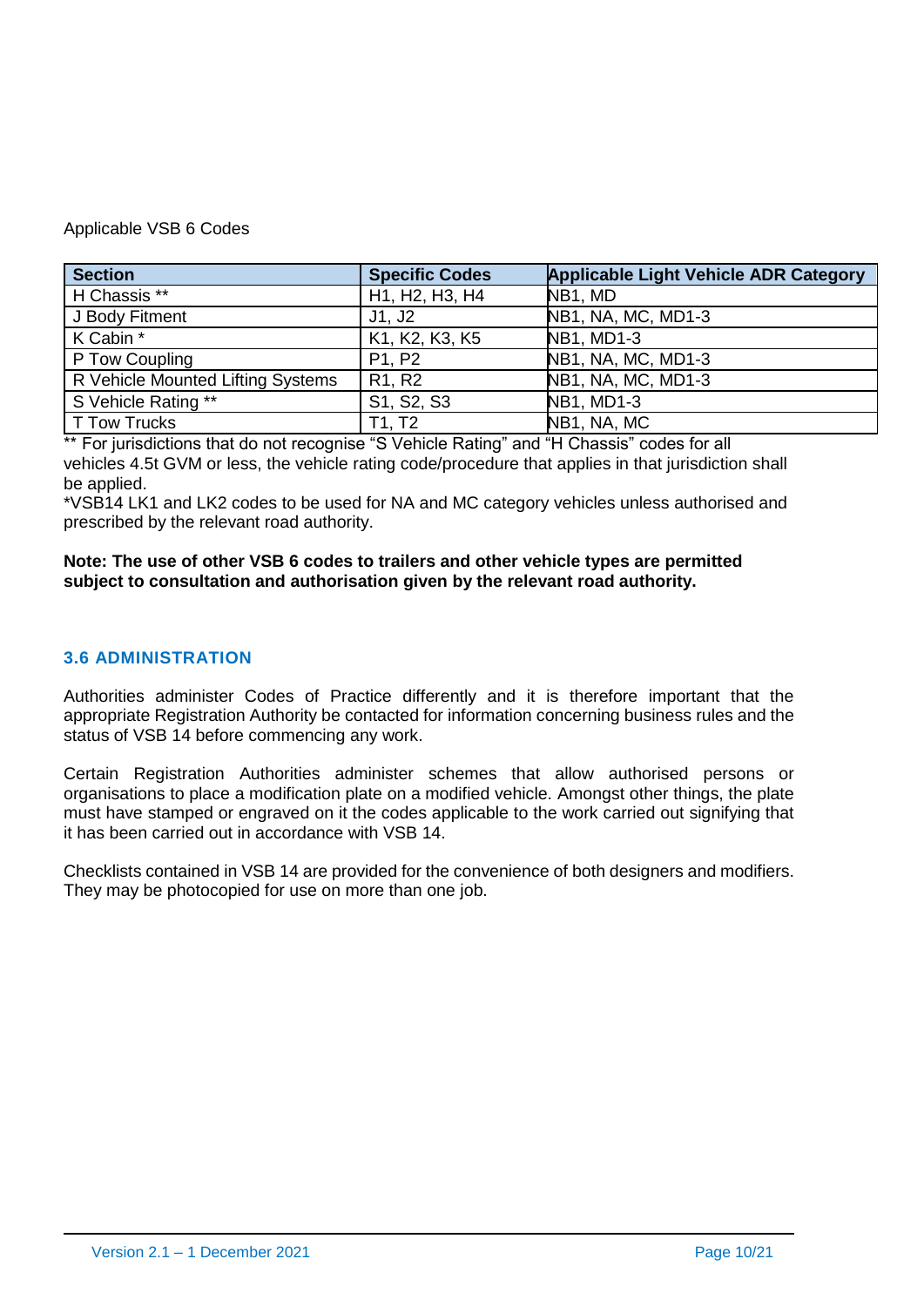Applicable VSB 6 Codes

| Section | Specific Codes | Applicable Light Vehicle ADR Category |
|---|---|---|
| H Chassis ** | H1, H2, H3, H4 | NB1, MD |
| J Body Fitment | J1, J2 | NB1, NA, MC, MD1-3 |
| K Cabin * | K1, K2, K3, K5 | NB1, MD1-3 |
| P Tow Coupling | P1, P2 | NB1, NA, MC, MD1-3 |
| R Vehicle Mounted Lifting Systems | R1, R2 | NB1, NA, MC, MD1-3 |
| S Vehicle Rating ** | S1, S2, S3 | NB1, MD1-3 |
| T Tow Trucks | T1, T2 | NB1, NA, MC |

** For jurisdictions that do not recognise "S Vehicle Rating" and "H Chassis" codes for all vehicles 4.5t GVM or less, the vehicle rating code/procedure that applies in that jurisdiction shall be applied.

*VSB14 LK1 and LK2 codes to be used for NA and MC category vehicles unless authorised and prescribed by the relevant road authority.

**Note: The use of other VSB 6 codes to trailers and other vehicle types are permitted subject to consultation and authorisation given by the relevant road authority.**

### 3.6 ADMINISTRATION

Authorities administer Codes of Practice differently and it is therefore important that the appropriate Registration Authority be contacted for information concerning business rules and the status of VSB 14 before commencing any work.

Certain Registration Authorities administer schemes that allow authorised persons or organisations to place a modification plate on a modified vehicle. Amongst other things, the plate must have stamped or engraved on it the codes applicable to the work carried out signifying that it has been carried out in accordance with VSB 14.

Checklists contained in VSB 14 are provided for the convenience of both designers and modifiers. They may be photocopied for use on more than one job.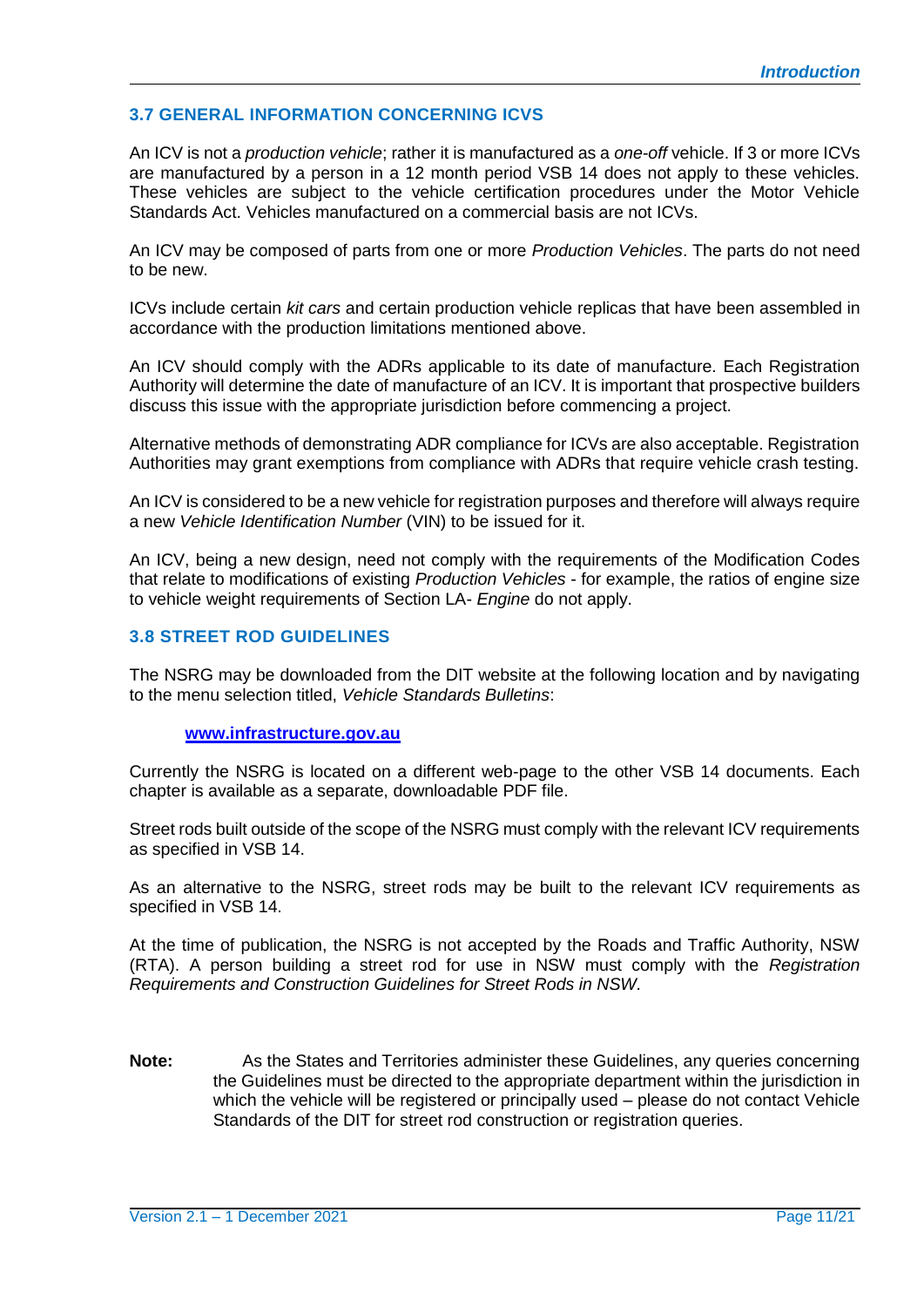## 3.7 GENERAL INFORMATION CONCERNING ICVS

An ICV is not a *production vehicle*; rather it is manufactured as a *one-off* vehicle. If 3 or more ICVs are manufactured by a person in a 12 month period VSB 14 does not apply to these vehicles. These vehicles are subject to the vehicle certification procedures under the Motor Vehicle Standards Act. Vehicles manufactured on a commercial basis are not ICVs.

An ICV may be composed of parts from one or more *Production Vehicles*. The parts do not need to be new.

ICVs include certain *kit cars* and certain production vehicle replicas that have been assembled in accordance with the production limitations mentioned above.

An ICV should comply with the ADRs applicable to its date of manufacture. Each Registration Authority will determine the date of manufacture of an ICV. It is important that prospective builders discuss this issue with the appropriate jurisdiction before commencing a project.

Alternative methods of demonstrating ADR compliance for ICVs are also acceptable. Registration Authorities may grant exemptions from compliance with ADRs that require vehicle crash testing.

An ICV is considered to be a new vehicle for registration purposes and therefore will always require a new *Vehicle Identification Number* (VIN) to be issued for it.

An ICV, being a new design, need not comply with the requirements of the Modification Codes that relate to modifications of existing *Production Vehicles* - for example, the ratios of engine size to vehicle weight requirements of Section LA- *Engine* do not apply.

## 3.8 STREET ROD GUIDELINES

The NSRG may be downloaded from the DIT website at the following location and by navigating to the menu selection titled, *Vehicle Standards Bulletins*:

**[www.infrastructure.gov.au](http://www.infrastructure.gov.au)**

Currently the NSRG is located on a different web-page to the other VSB 14 documents. Each chapter is available as a separate, downloadable PDF file.

Street rods built outside of the scope of the NSRG must comply with the relevant ICV requirements as specified in VSB 14.

As an alternative to the NSRG, street rods may be built to the relevant ICV requirements as specified in VSB 14.

At the time of publication, the NSRG is not accepted by the Roads and Traffic Authority, NSW (RTA). A person building a street rod for use in NSW must comply with the *Registration Requirements and Construction Guidelines for Street Rods in NSW.*

**Note:** As the States and Territories administer these Guidelines, any queries concerning the Guidelines must be directed to the appropriate department within the jurisdiction in which the vehicle will be registered or principally used – please do not contact Vehicle Standards of the DIT for street rod construction or registration queries.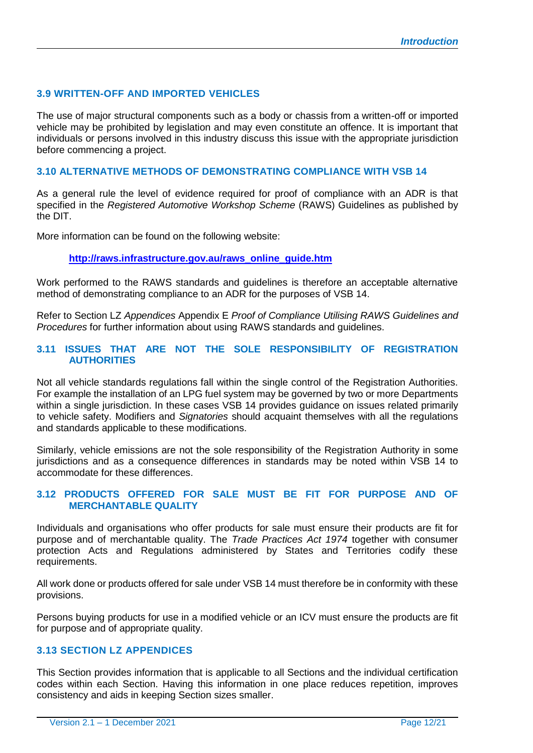### 3.9 WRITTEN-OFF AND IMPORTED VEHICLES

The use of major structural components such as a body or chassis from a written-off or imported vehicle may be prohibited by legislation and may even constitute an offence. It is important that individuals or persons involved in this industry discuss this issue with the appropriate jurisdiction before commencing a project.

### 3.10 ALTERNATIVE METHODS OF DEMONSTRATING COMPLIANCE WITH VSB 14

As a general rule the level of evidence required for proof of compliance with an ADR is that specified in the *Registered Automotive Workshop Scheme* (RAWS) Guidelines as published by the DIT.

More information can be found on the following website:

**http://raws.infrastructure.gov.au/raws_online_guide.htm**

Work performed to the RAWS standards and guidelines is therefore an acceptable alternative method of demonstrating compliance to an ADR for the purposes of VSB 14.

Refer to Section LZ *Appendices* Appendix E *Proof of Compliance Utilising RAWS Guidelines and Procedures* for further information about using RAWS standards and guidelines.

### 3.11 ISSUES THAT ARE NOT THE SOLE RESPONSIBILITY OF REGISTRATION AUTHORITIES

Not all vehicle standards regulations fall within the single control of the Registration Authorities. For example the installation of an LPG fuel system may be governed by two or more Departments within a single jurisdiction. In these cases VSB 14 provides guidance on issues related primarily to vehicle safety. Modifiers and *Signatories* should acquaint themselves with all the regulations and standards applicable to these modifications.

Similarly, vehicle emissions are not the sole responsibility of the Registration Authority in some jurisdictions and as a consequence differences in standards may be noted within VSB 14 to accommodate for these differences.

### 3.12 PRODUCTS OFFERED FOR SALE MUST BE FIT FOR PURPOSE AND OF MERCHANTABLE QUALITY

Individuals and organisations who offer products for sale must ensure their products are fit for purpose and of merchantable quality. The *Trade Practices Act 1974* together with consumer protection Acts and Regulations administered by States and Territories codify these requirements.

All work done or products offered for sale under VSB 14 must therefore be in conformity with these provisions.

Persons buying products for use in a modified vehicle or an ICV must ensure the products are fit for purpose and of appropriate quality.

### 3.13 SECTION LZ APPENDICES

This Section provides information that is applicable to all Sections and the individual certification codes within each Section. Having this information in one place reduces repetition, improves consistency and aids in keeping Section sizes smaller.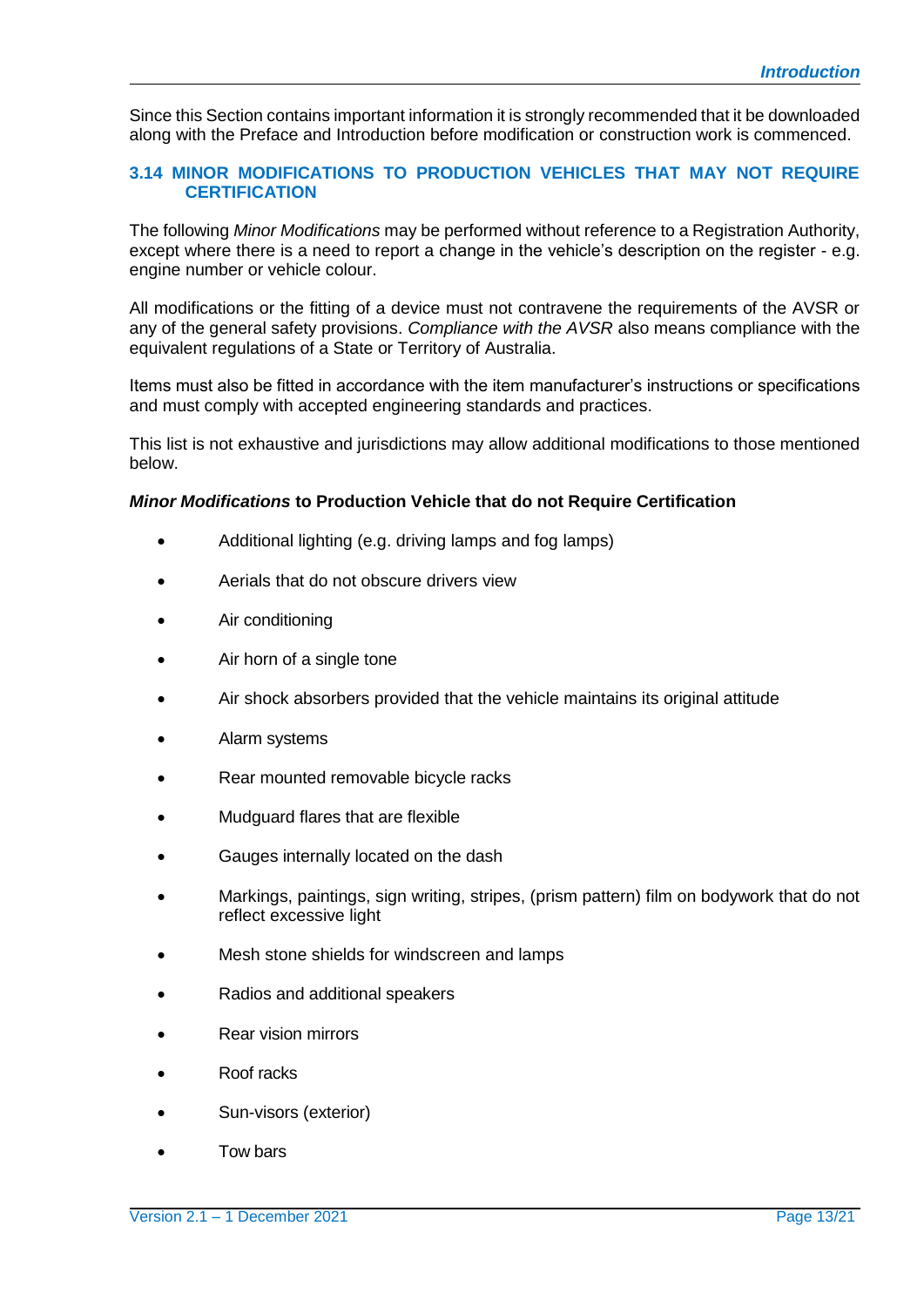Since this Section contains important information it is strongly recommended that it be downloaded along with the Preface and Introduction before modification or construction work is commenced.

## 3.14 MINOR MODIFICATIONS TO PRODUCTION VEHICLES THAT MAY NOT REQUIRE CERTIFICATION

The following *Minor Modifications* may be performed without reference to a Registration Authority, except where there is a need to report a change in the vehicle's description on the register - e.g. engine number or vehicle colour.

All modifications or the fitting of a device must not contravene the requirements of the AVSR or any of the general safety provisions. *Compliance with the AVSR* also means compliance with the equivalent regulations of a State or Territory of Australia.

Items must also be fitted in accordance with the item manufacturer's instructions or specifications and must comply with accepted engineering standards and practices.

This list is not exhaustive and jurisdictions may allow additional modifications to those mentioned below.

***Minor Modifications*** **to Production Vehicle that do not Require Certification**

- Additional lighting (e.g. driving lamps and fog lamps)
- Aerials that do not obscure drivers view
- Air conditioning
- Air horn of a single tone
- Air shock absorbers provided that the vehicle maintains its original attitude
- Alarm systems
- Rear mounted removable bicycle racks
- Mudguard flares that are flexible
- Gauges internally located on the dash
- Markings, paintings, sign writing, stripes, (prism pattern) film on bodywork that do not reflect excessive light
- Mesh stone shields for windscreen and lamps
- Radios and additional speakers
- Rear vision mirrors
- Roof racks
- Sun-visors (exterior)
- Tow bars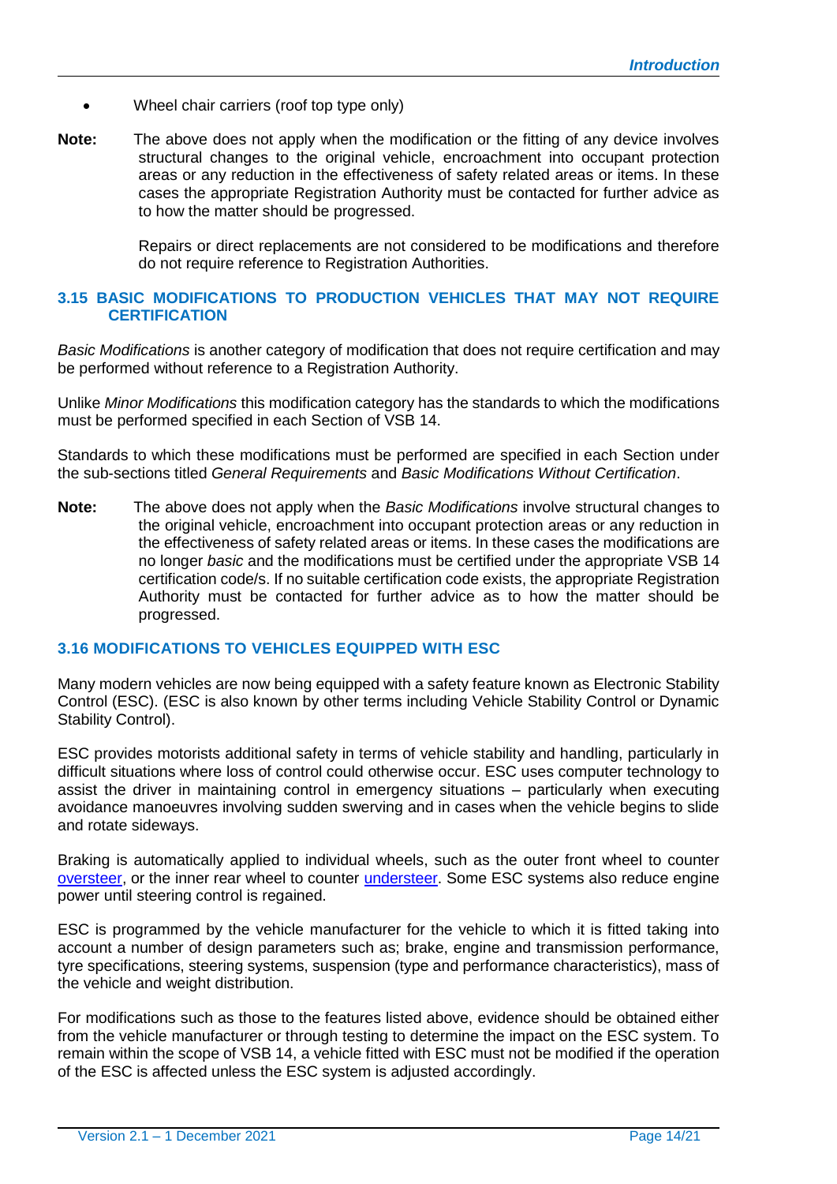- Wheel chair carriers (roof top type only)

**Note:** The above does not apply when the modification or the fitting of any device involves structural changes to the original vehicle, encroachment into occupant protection areas or any reduction in the effectiveness of safety related areas or items. In these cases the appropriate Registration Authority must be contacted for further advice as to how the matter should be progressed.

Repairs or direct replacements are not considered to be modifications and therefore do not require reference to Registration Authorities.

### 3.15 BASIC MODIFICATIONS TO PRODUCTION VEHICLES THAT MAY NOT REQUIRE CERTIFICATION

*Basic Modifications* is another category of modification that does not require certification and may be performed without reference to a Registration Authority.

Unlike *Minor Modifications* this modification category has the standards to which the modifications must be performed specified in each Section of VSB 14.

Standards to which these modifications must be performed are specified in each Section under the sub-sections titled *General Requirements* and *Basic Modifications Without Certification*.

**Note:** The above does not apply when the *Basic Modifications* involve structural changes to the original vehicle, encroachment into occupant protection areas or any reduction in the effectiveness of safety related areas or items. In these cases the modifications are no longer *basic* and the modifications must be certified under the appropriate VSB 14 certification code/s. If no suitable certification code exists, the appropriate Registration Authority must be contacted for further advice as to how the matter should be progressed.

### 3.16 MODIFICATIONS TO VEHICLES EQUIPPED WITH ESC

Many modern vehicles are now being equipped with a safety feature known as Electronic Stability Control (ESC). (ESC is also known by other terms including Vehicle Stability Control or Dynamic Stability Control).

ESC provides motorists additional safety in terms of vehicle stability and handling, particularly in difficult situations where loss of control could otherwise occur. ESC uses computer technology to assist the driver in maintaining control in emergency situations – particularly when executing avoidance manoeuvres involving sudden swerving and in cases when the vehicle begins to slide and rotate sideways.

Braking is automatically applied to individual wheels, such as the outer front wheel to counter oversteer, or the inner rear wheel to counter understeer. Some ESC systems also reduce engine power until steering control is regained.

ESC is programmed by the vehicle manufacturer for the vehicle to which it is fitted taking into account a number of design parameters such as; brake, engine and transmission performance, tyre specifications, steering systems, suspension (type and performance characteristics), mass of the vehicle and weight distribution.

For modifications such as those to the features listed above, evidence should be obtained either from the vehicle manufacturer or through testing to determine the impact on the ESC system. To remain within the scope of VSB 14, a vehicle fitted with ESC must not be modified if the operation of the ESC is affected unless the ESC system is adjusted accordingly.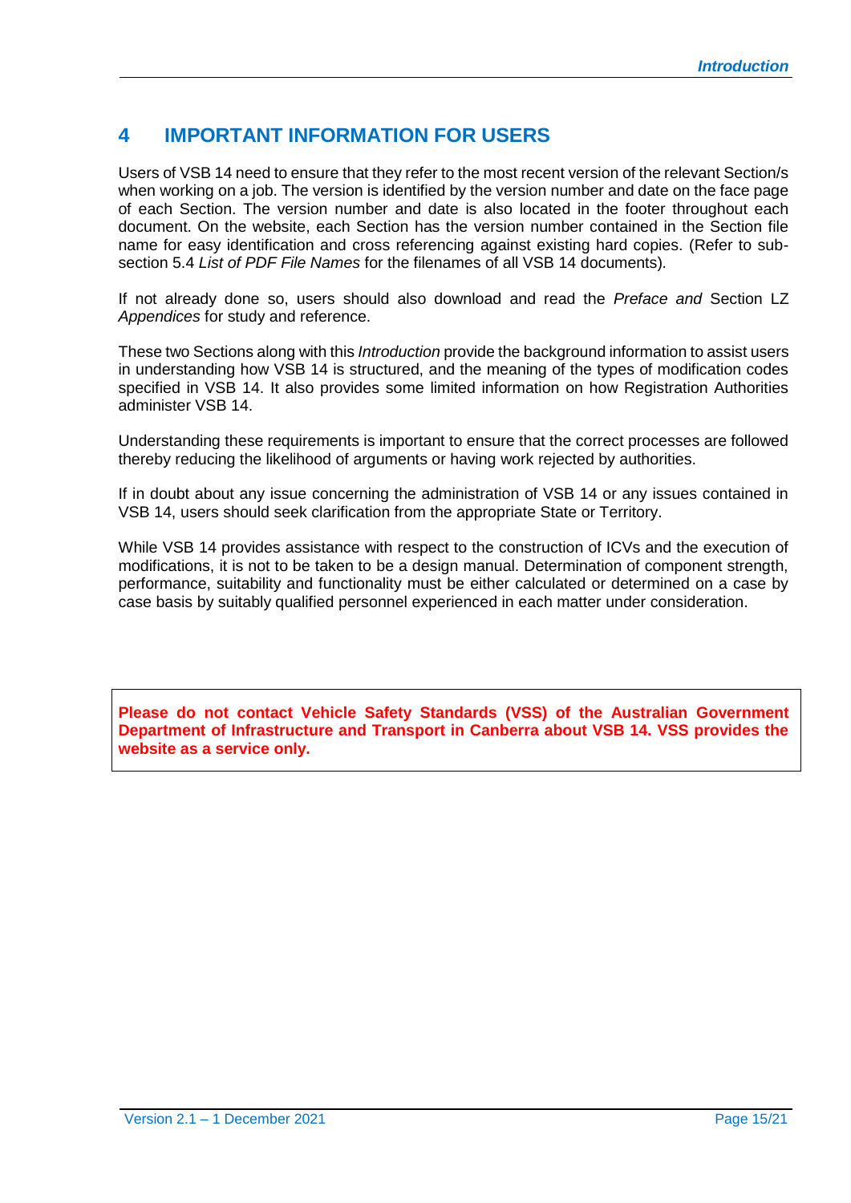# 4 IMPORTANT INFORMATION FOR USERS

Users of VSB 14 need to ensure that they refer to the most recent version of the relevant Section/s when working on a job. The version is identified by the version number and date on the face page of each Section. The version number and date is also located in the footer throughout each document. On the website, each Section has the version number contained in the Section file name for easy identification and cross referencing against existing hard copies. (Refer to sub-section 5.4 *List of PDF File Names* for the filenames of all VSB 14 documents).

If not already done so, users should also download and read the *Preface and* Section LZ *Appendices* for study and reference.

These two Sections along with this *Introduction* provide the background information to assist users in understanding how VSB 14 is structured, and the meaning of the types of modification codes specified in VSB 14. It also provides some limited information on how Registration Authorities administer VSB 14.

Understanding these requirements is important to ensure that the correct processes are followed thereby reducing the likelihood of arguments or having work rejected by authorities.

If in doubt about any issue concerning the administration of VSB 14 or any issues contained in VSB 14, users should seek clarification from the appropriate State or Territory.

While VSB 14 provides assistance with respect to the construction of ICVs and the execution of modifications, it is not to be taken to be a design manual. Determination of component strength, performance, suitability and functionality must be either calculated or determined on a case by case basis by suitably qualified personnel experienced in each matter under consideration.

**Please do not contact Vehicle Safety Standards (VSS) of the Australian Government Department of Infrastructure and Transport in Canberra about VSB 14. VSS provides the website as a service only.**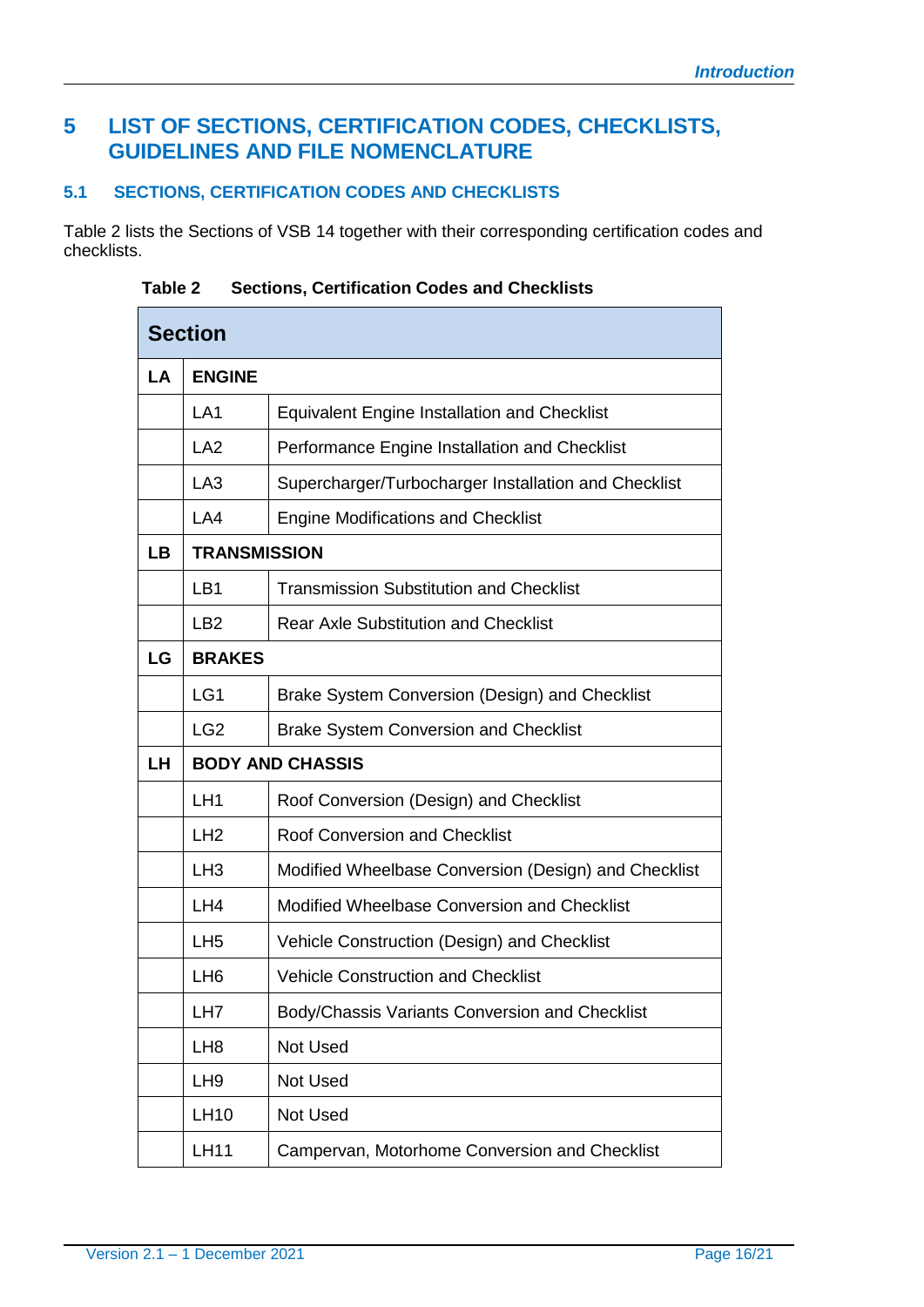# 5 LIST OF SECTIONS, CERTIFICATION CODES, CHECKLISTS, GUIDELINES AND FILE NOMENCLATURE

## 5.1 SECTIONS, CERTIFICATION CODES AND CHECKLISTS

Table 2 lists the Sections of VSB 14 together with their corresponding certification codes and checklists.

**Table 2 Sections, Certification Codes and Checklists**

| Section | | |
|---|---|---|
| **LA** | **ENGINE** | |
| | LA1 | Equivalent Engine Installation and Checklist |
| | LA2 | Performance Engine Installation and Checklist |
| | LA3 | Supercharger/Turbocharger Installation and Checklist |
| | LA4 | Engine Modifications and Checklist |
| **LB** | **TRANSMISSION** | |
| | LB1 | Transmission Substitution and Checklist |
| | LB2 | Rear Axle Substitution and Checklist |
| **LG** | **BRAKES** | |
| | LG1 | Brake System Conversion (Design) and Checklist |
| | LG2 | Brake System Conversion and Checklist |
| **LH** | **BODY AND CHASSIS** | |
| | LH1 | Roof Conversion (Design) and Checklist |
| | LH2 | Roof Conversion and Checklist |
| | LH3 | Modified Wheelbase Conversion (Design) and Checklist |
| | LH4 | Modified Wheelbase Conversion and Checklist |
| | LH5 | Vehicle Construction (Design) and Checklist |
| | LH6 | Vehicle Construction and Checklist |
| | LH7 | Body/Chassis Variants Conversion and Checklist |
| | LH8 | Not Used |
| | LH9 | Not Used |
| | LH10 | Not Used |
| | LH11 | Campervan, Motorhome Conversion and Checklist |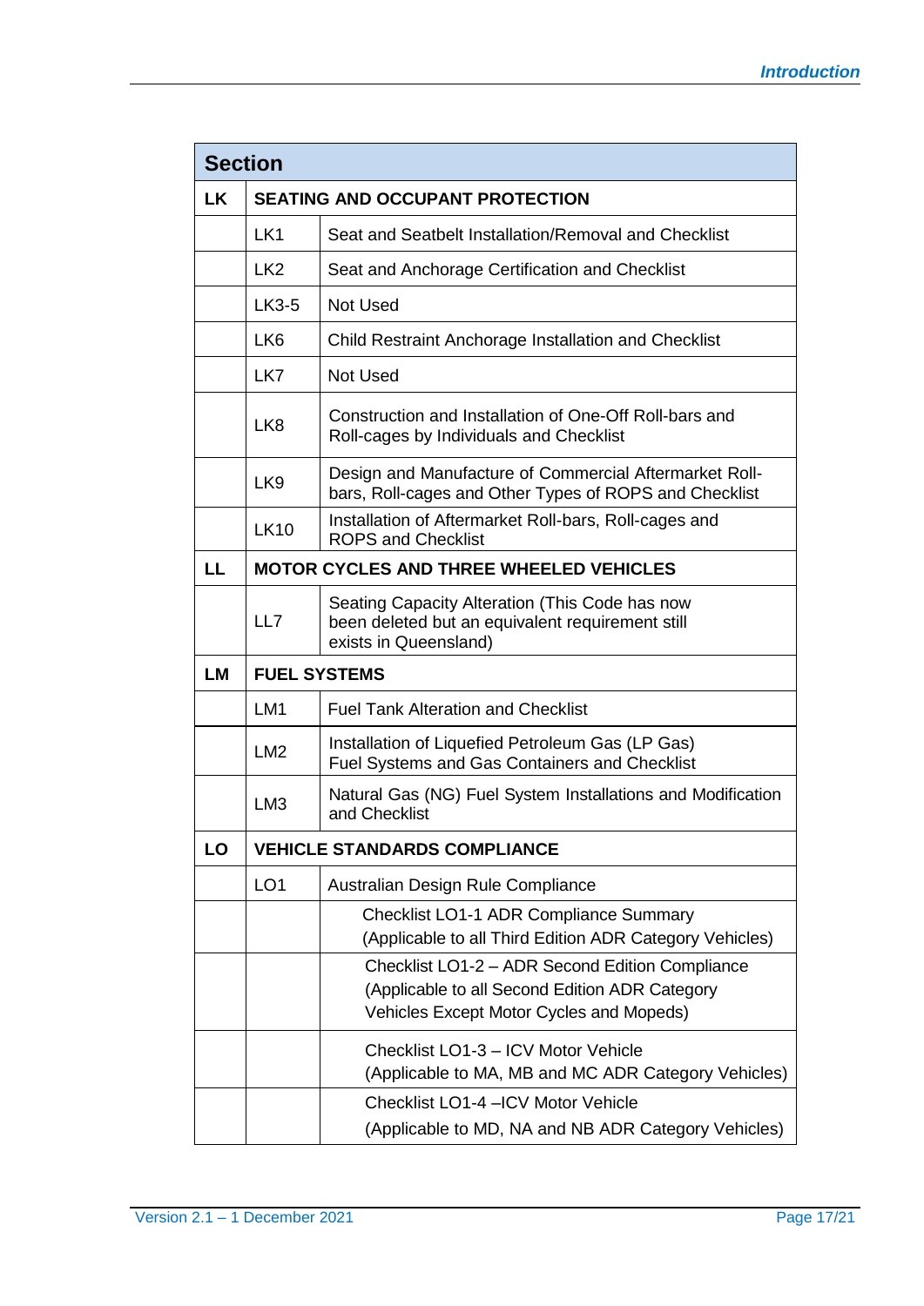| Section | | |
|---|---|---|
| **LK** | **SEATING AND OCCUPANT PROTECTION** | |
| | LK1 | Seat and Seatbelt Installation/Removal and Checklist |
| | LK2 | Seat and Anchorage Certification and Checklist |
| | LK3-5 | Not Used |
| | LK6 | Child Restraint Anchorage Installation and Checklist |
| | LK7 | Not Used |
| | LK8 | Construction and Installation of One-Off Roll-bars and Roll-cages by Individuals and Checklist |
| | LK9 | Design and Manufacture of Commercial Aftermarket Roll-bars, Roll-cages and Other Types of ROPS and Checklist |
| | LK10 | Installation of Aftermarket Roll-bars, Roll-cages and ROPS and Checklist |
| **LL** | **MOTOR CYCLES AND THREE WHEELED VEHICLES** | |
| | LL7 | Seating Capacity Alteration (This Code has now been deleted but an equivalent requirement still exists in Queensland) |
| **LM** | **FUEL SYSTEMS** | |
| | LM1 | Fuel Tank Alteration and Checklist |
| | LM2 | Installation of Liquefied Petroleum Gas (LP Gas) Fuel Systems and Gas Containers and Checklist |
| | LM3 | Natural Gas (NG) Fuel System Installations and Modification and Checklist |
| **LO** | **VEHICLE STANDARDS COMPLIANCE** | |
| | LO1 | Australian Design Rule Compliance |
| | | Checklist LO1-1 ADR Compliance Summary (Applicable to all Third Edition ADR Category Vehicles) |
| | | Checklist LO1-2 – ADR Second Edition Compliance (Applicable to all Second Edition ADR Category Vehicles Except Motor Cycles and Mopeds) |
| | | Checklist LO1-3 – ICV Motor Vehicle (Applicable to MA, MB and MC ADR Category Vehicles) |
| | | Checklist LO1-4 –ICV Motor Vehicle (Applicable to MD, NA and NB ADR Category Vehicles) |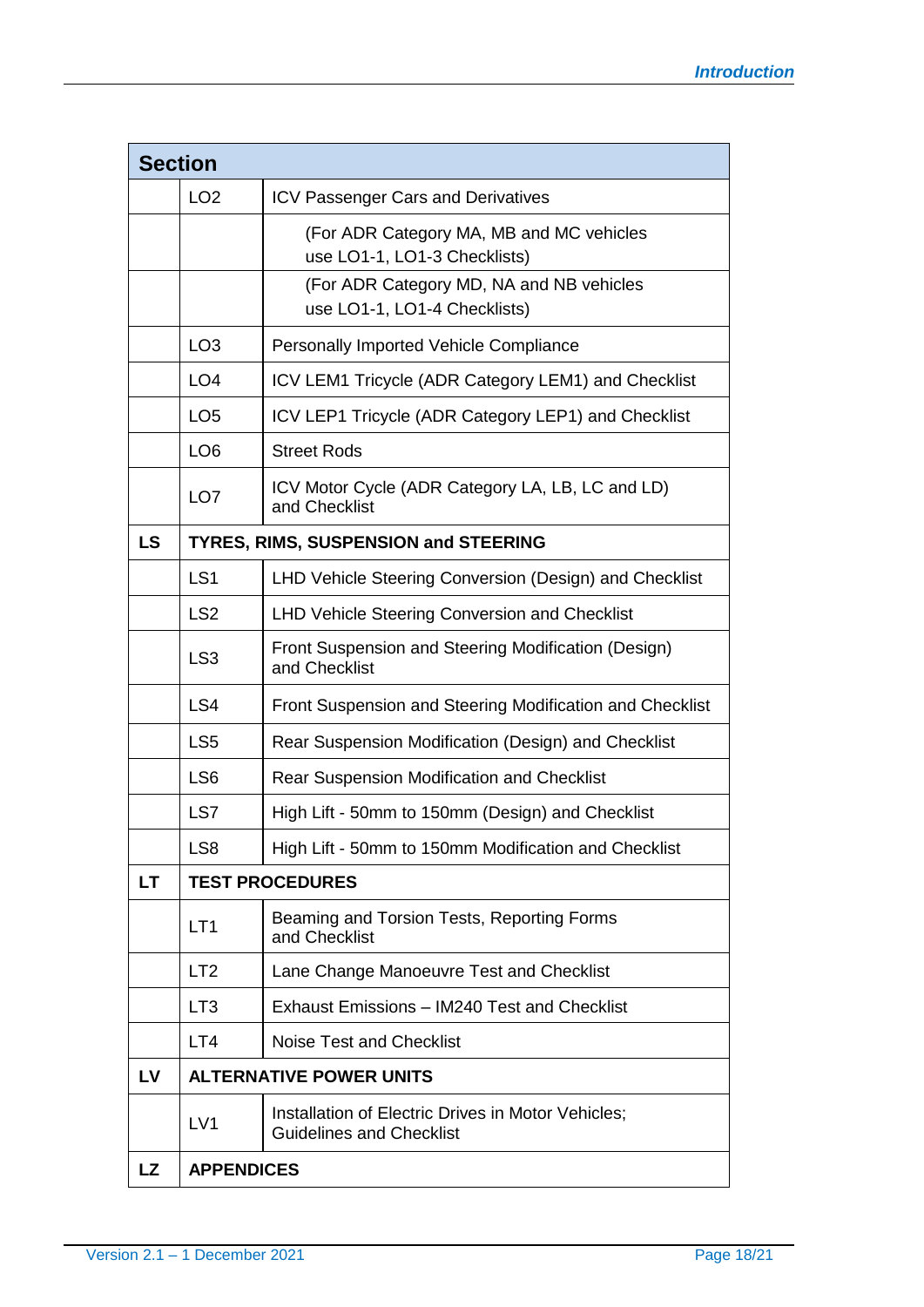| Section | | |
|---|---|---|
| | LO2 | ICV Passenger Cars and Derivatives |
| | | (For ADR Category MA, MB and MC vehicles use LO1-1, LO1-3 Checklists) |
| | | (For ADR Category MD, NA and NB vehicles use LO1-1, LO1-4 Checklists) |
| | LO3 | Personally Imported Vehicle Compliance |
| | LO4 | ICV LEM1 Tricycle (ADR Category LEM1) and Checklist |
| | LO5 | ICV LEP1 Tricycle (ADR Category LEP1) and Checklist |
| | LO6 | Street Rods |
| | LO7 | ICV Motor Cycle (ADR Category LA, LB, LC and LD) and Checklist |
| **LS** | **TYRES, RIMS, SUSPENSION and STEERING** | |
| | LS1 | LHD Vehicle Steering Conversion (Design) and Checklist |
| | LS2 | LHD Vehicle Steering Conversion and Checklist |
| | LS3 | Front Suspension and Steering Modification (Design) and Checklist |
| | LS4 | Front Suspension and Steering Modification and Checklist |
| | LS5 | Rear Suspension Modification (Design) and Checklist |
| | LS6 | Rear Suspension Modification and Checklist |
| | LS7 | High Lift - 50mm to 150mm (Design) and Checklist |
| | LS8 | High Lift - 50mm to 150mm Modification and Checklist |
| **LT** | **TEST PROCEDURES** | |
| | LT1 | Beaming and Torsion Tests, Reporting Forms and Checklist |
| | LT2 | Lane Change Manoeuvre Test and Checklist |
| | LT3 | Exhaust Emissions – IM240 Test and Checklist |
| | LT4 | Noise Test and Checklist |
| **LV** | **ALTERNATIVE POWER UNITS** | |
| | LV1 | Installation of Electric Drives in Motor Vehicles; Guidelines and Checklist |
| **LZ** | **APPENDICES** | |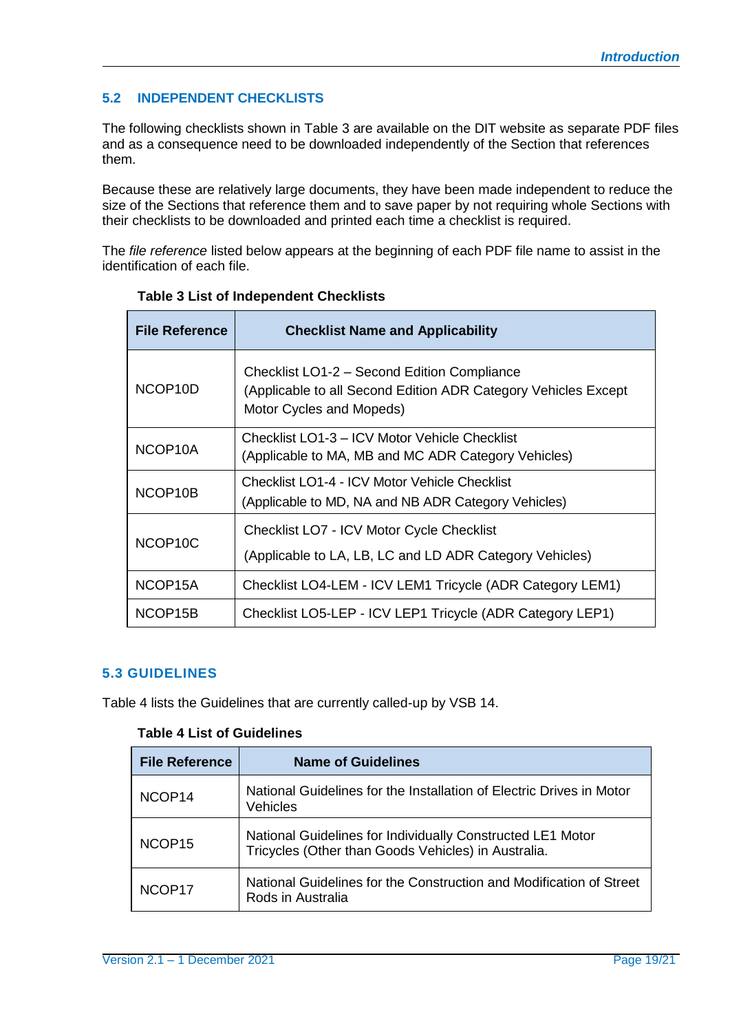## 5.2 INDEPENDENT CHECKLISTS

The following checklists shown in Table 3 are available on the DIT website as separate PDF files and as a consequence need to be downloaded independently of the Section that references them.

Because these are relatively large documents, they have been made independent to reduce the size of the Sections that reference them and to save paper by not requiring whole Sections with their checklists to be downloaded and printed each time a checklist is required.

The *file reference* listed below appears at the beginning of each PDF file name to assist in the identification of each file.

**Table 3 List of Independent Checklists**

| File Reference | Checklist Name and Applicability |
|---|---|
| NCOP10D | Checklist LO1-2 – Second Edition Compliance (Applicable to all Second Edition ADR Category Vehicles Except Motor Cycles and Mopeds) |
| NCOP10A | Checklist LO1-3 – ICV Motor Vehicle Checklist (Applicable to MA, MB and MC ADR Category Vehicles) |
| NCOP10B | Checklist LO1-4 - ICV Motor Vehicle Checklist (Applicable to MD, NA and NB ADR Category Vehicles) |
| NCOP10C | Checklist LO7 - ICV Motor Cycle Checklist (Applicable to LA, LB, LC and LD ADR Category Vehicles) |
| NCOP15A | Checklist LO4-LEM - ICV LEM1 Tricycle (ADR Category LEM1) |
| NCOP15B | Checklist LO5-LEP - ICV LEP1 Tricycle (ADR Category LEP1) |

## 5.3 GUIDELINES

Table 4 lists the Guidelines that are currently called-up by VSB 14.

**Table 4 List of Guidelines**

| File Reference | Name of Guidelines |
|---|---|
| NCOP14 | National Guidelines for the Installation of Electric Drives in Motor Vehicles |
| NCOP15 | National Guidelines for Individually Constructed LE1 Motor Tricycles (Other than Goods Vehicles) in Australia. |
| NCOP17 | National Guidelines for the Construction and Modification of Street Rods in Australia |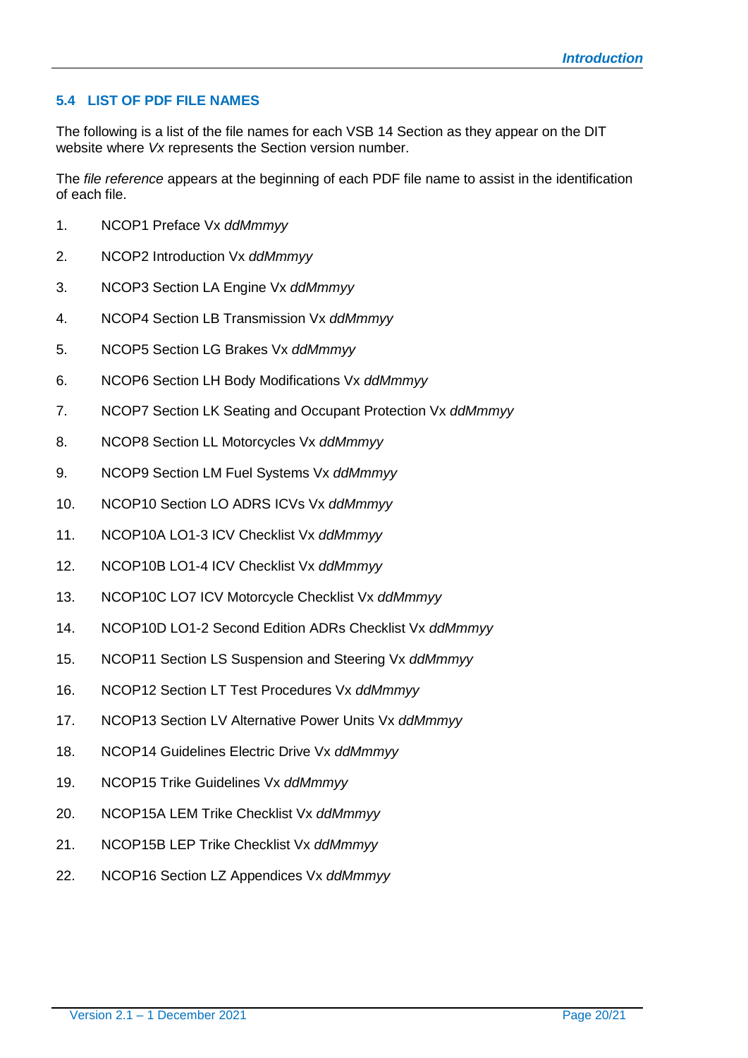## 5.4 LIST OF PDF FILE NAMES

The following is a list of the file names for each VSB 14 Section as they appear on the DIT website where *Vx* represents the Section version number.

The *file reference* appears at the beginning of each PDF file name to assist in the identification of each file.

1. NCOP1 Preface Vx *ddMmmyy*
2. NCOP2 Introduction Vx *ddMmmyy*
3. NCOP3 Section LA Engine Vx *ddMmmyy*
4. NCOP4 Section LB Transmission Vx *ddMmmyy*
5. NCOP5 Section LG Brakes Vx *ddMmmyy*
6. NCOP6 Section LH Body Modifications Vx *ddMmmyy*
7. NCOP7 Section LK Seating and Occupant Protection Vx *ddMmmyy*
8. NCOP8 Section LL Motorcycles Vx *ddMmmyy*
9. NCOP9 Section LM Fuel Systems Vx *ddMmmyy*
10. NCOP10 Section LO ADRS ICVs Vx *ddMmmyy*
11. NCOP10A LO1-3 ICV Checklist Vx *ddMmmyy*
12. NCOP10B LO1-4 ICV Checklist Vx *ddMmmyy*
13. NCOP10C LO7 ICV Motorcycle Checklist Vx *ddMmmyy*
14. NCOP10D LO1-2 Second Edition ADRs Checklist Vx *ddMmmyy*
15. NCOP11 Section LS Suspension and Steering Vx *ddMmmyy*
16. NCOP12 Section LT Test Procedures Vx *ddMmmyy*
17. NCOP13 Section LV Alternative Power Units Vx *ddMmmyy*
18. NCOP14 Guidelines Electric Drive Vx *ddMmmyy*
19. NCOP15 Trike Guidelines Vx *ddMmmyy*
20. NCOP15A LEM Trike Checklist Vx *ddMmmyy*
21. NCOP15B LEP Trike Checklist Vx *ddMmmyy*
22. NCOP16 Section LZ Appendices Vx *ddMmmyy*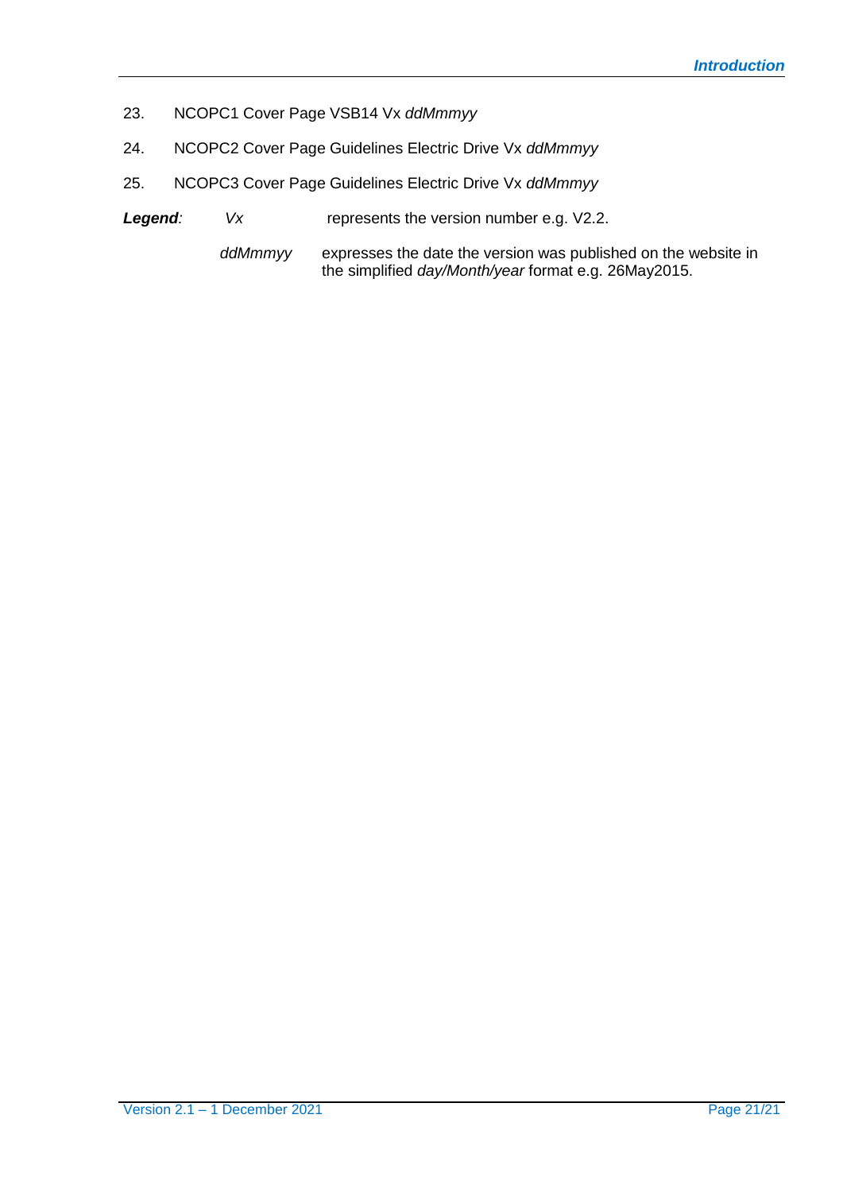23. NCOPC1 Cover Page VSB14 Vx *ddMmmyy*

24. NCOPC2 Cover Page Guidelines Electric Drive Vx *ddMmmyy*

25. NCOPC3 Cover Page Guidelines Electric Drive Vx *ddMmmyy*

***Legend:*** *Vx* represents the version number e.g. V2.2.

*ddMmmyy* expresses the date the version was published on the website in the simplified *day/Month/year* format e.g. 26May2015.